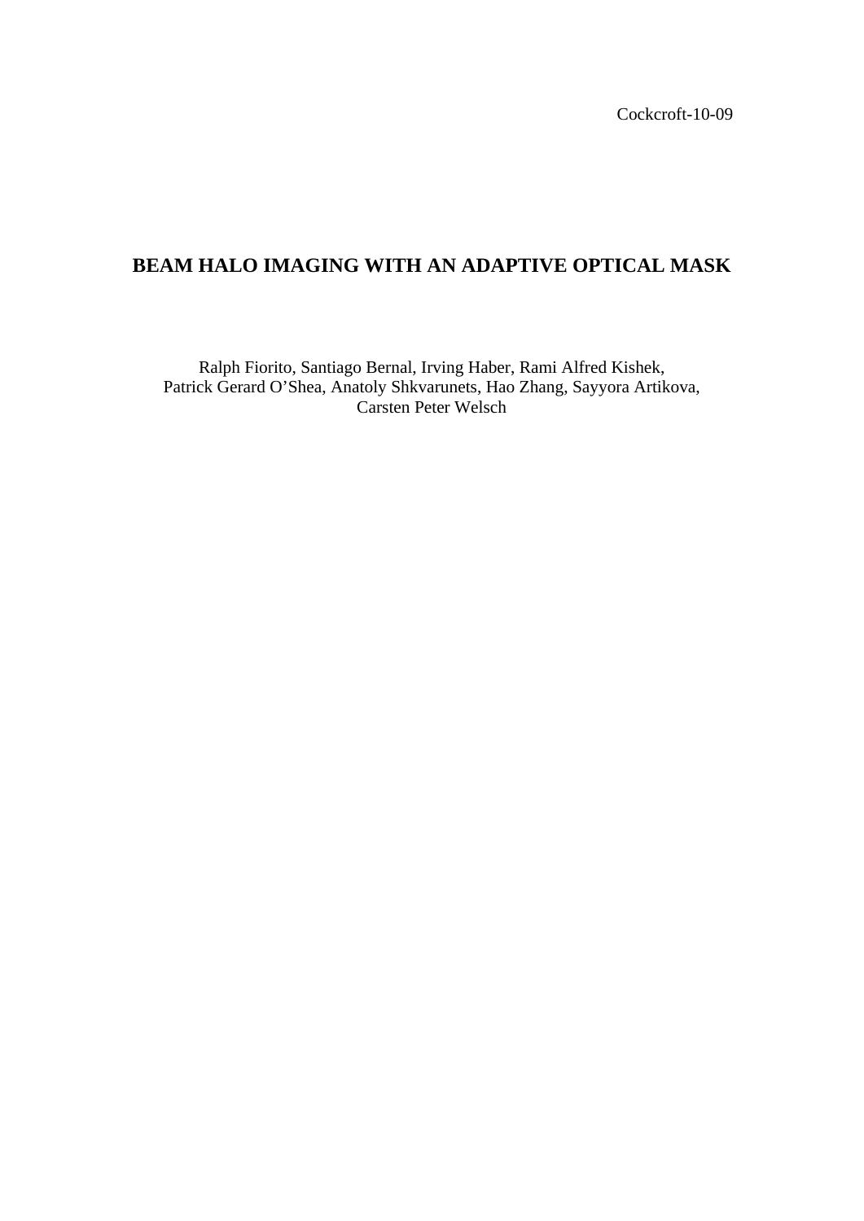Cockcroft-10-09

# BEAM HALO IMAGING WITH AN ADAPTIVE OPTICAL MASK

Ralph Fiorito, Santiago Bernal, Irving Haber, Rami Alfred Kishek,
Patrick Gerard O'Shea, Anatoly Shkvarunets, Hao Zhang, Sayyora Artikova,
Carsten Peter Welsch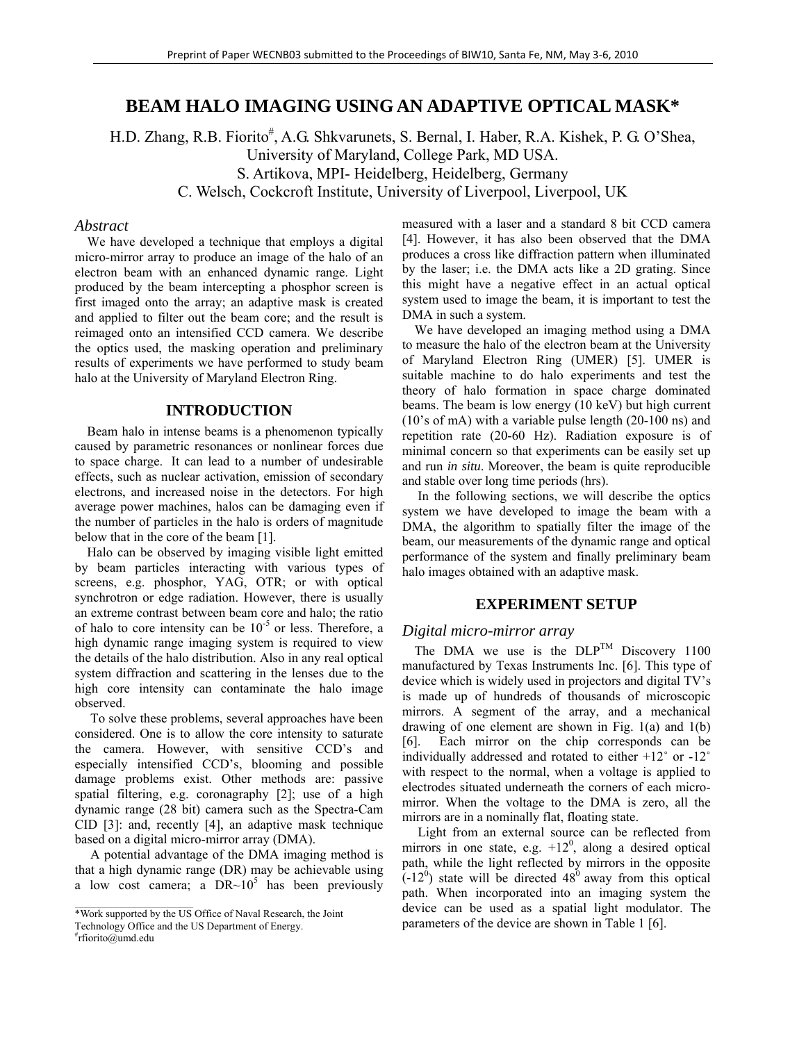# BEAM HALO IMAGING USING AN ADAPTIVE OPTICAL MASK*

H.D. Zhang, R.B. Fiorito#, A.G. Shkvarunets, S. Bernal, I. Haber, R.A. Kishek, P. G. O'Shea, University of Maryland, College Park, MD USA.
S. Artikova, MPI- Heidelberg, Heidelberg, Germany
C. Welsch, Cockcroft Institute, University of Liverpool, Liverpool, UK

### *Abstract*

We have developed a technique that employs a digital micro-mirror array to produce an image of the halo of an electron beam with an enhanced dynamic range. Light produced by the beam intercepting a phosphor screen is first imaged onto the array; an adaptive mask is created and applied to filter out the beam core; and the result is reimaged onto an intensified CCD camera. We describe the optics used, the masking operation and preliminary results of experiments we have performed to study beam halo at the University of Maryland Electron Ring.

## INTRODUCTION

Beam halo in intense beams is a phenomenon typically caused by parametric resonances or nonlinear forces due to space charge. It can lead to a number of undesirable effects, such as nuclear activation, emission of secondary electrons, and increased noise in the detectors. For high average power machines, halos can be damaging even if the number of particles in the halo is orders of magnitude below that in the core of the beam [1].

Halo can be observed by imaging visible light emitted by beam particles interacting with various types of screens, e.g. phosphor, YAG, OTR; or with optical synchrotron or edge radiation. However, there is usually an extreme contrast between beam core and halo; the ratio of halo to core intensity can be $10^{-5}$ or less. Therefore, a high dynamic range imaging system is required to view the details of the halo distribution. Also in any real optical system diffraction and scattering in the lenses due to the high core intensity can contaminate the halo image observed.

To solve these problems, several approaches have been considered. One is to allow the core intensity to saturate the camera. However, with sensitive CCD's and especially intensified CCD's, blooming and possible damage problems exist. Other methods are: passive spatial filtering, e.g. coronagraphy [2]; use of a high dynamic range (28 bit) camera such as the Spectra-Cam CID [3]: and, recently [4], an adaptive mask technique based on a digital micro-mirror array (DMA).

A potential advantage of the DMA imaging method is that a high dynamic range (DR) may be achievable using a low cost camera; a DR~$10^5$ has been previously measured with a laser and a standard 8 bit CCD camera [4]. However, it has also been observed that the DMA produces a cross like diffraction pattern when illuminated by the laser; i.e. the DMA acts like a 2D grating. Since this might have a negative effect in an actual optical system used to image the beam, it is important to test the DMA in such a system.

We have developed an imaging method using a DMA to measure the halo of the electron beam at the University of Maryland Electron Ring (UMER) [5]. UMER is suitable machine to do halo experiments and test the theory of halo formation in space charge dominated beams. The beam is low energy (10 keV) but high current (10's of mA) with a variable pulse length (20-100 ns) and repetition rate (20-60 Hz). Radiation exposure is of minimal concern so that experiments can be easily set up and run *in situ*. Moreover, the beam is quite reproducible and stable over long time periods (hrs).

In the following sections, we will describe the optics system we have developed to image the beam with a DMA, the algorithm to spatially filter the image of the beam, our measurements of the dynamic range and optical performance of the system and finally preliminary beam halo images obtained with an adaptive mask.

## EXPERIMENT SETUP

### *Digital micro-mirror array*

The DMA we use is the DLP™ Discovery 1100 manufactured by Texas Instruments Inc. [6]. This type of device which is widely used in projectors and digital TV's is made up of hundreds of thousands of microscopic mirrors. A segment of the array, and a mechanical drawing of one element are shown in Fig. 1(a) and 1(b) [6]. Each mirror on the chip corresponds can be individually addressed and rotated to either +12˚ or -12˚ with respect to the normal, when a voltage is applied to electrodes situated underneath the corners of each micro-mirror. When the voltage to the DMA is zero, all the mirrors are in a nominally flat, floating state.

Light from an external source can be reflected from mirrors in one state, e.g. $+12^0$, along a desired optical path, while the light reflected by mirrors in the opposite ($-12^0$) state will be directed $48^0$ away from this optical path. When incorporated into an imaging system the device can be used as a spatial light modulator. The parameters of the device are shown in Table 1 [6].

*Work supported by the US Office of Naval Research, the Joint Technology Office and the US Department of Energy.
#rfiorito@umd.edu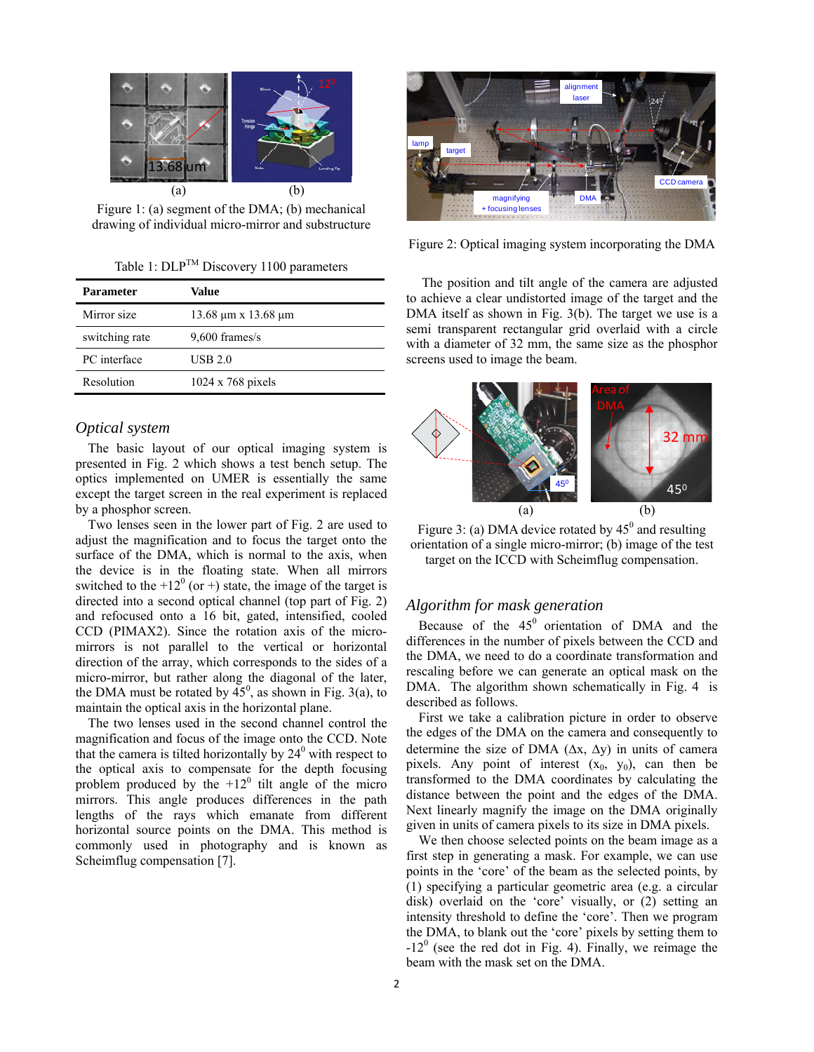(a) (b)

Figure 1: (a) segment of the DMA; (b) mechanical drawing of individual micro-mirror and substructure

Table 1: DLP[TM] Discovery 1100 parameters

| Parameter | Value |
|---|---|
| Mirror size | 13.68 µm x 13.68 µm |
| switching rate | 9,600 frames/s |
| PC interface | USB 2.0 |
| Resolution | 1024 x 768 pixels |

## *Optical system*

The basic layout of our optical imaging system is presented in Fig. 2 which shows a test bench setup. The optics implemented on UMER is essentially the same except the target screen in the real experiment is replaced by a phosphor screen.

Two lenses seen in the lower part of Fig. 2 are used to adjust the magnification and to focus the target onto the surface of the DMA, which is normal to the axis, when the device is in the floating state. When all mirrors switched to the $+12^0$ (or +) state, the image of the target is directed into a second optical channel (top part of Fig. 2) and refocused onto a 16 bit, gated, intensified, cooled CCD (PIMAX2). Since the rotation axis of the micro-mirrors is not parallel to the vertical or horizontal direction of the array, which corresponds to the sides of a micro-mirror, but rather along the diagonal of the later, the DMA must be rotated by $45^0$, as shown in Fig. 3(a), to maintain the optical axis in the horizontal plane.

The two lenses used in the second channel control the magnification and focus of the image onto the CCD. Note that the camera is tilted horizontally by $24^0$ with respect to the optical axis to compensate for the depth focusing problem produced by the $+12^0$ tilt angle of the micro mirrors. This angle produces differences in the path lengths of the rays which emanate from different horizontal source points on the DMA. This method is commonly used in photography and is known as Scheimflug compensation [7].

Figure 2: Optical imaging system incorporating the DMA

The position and tilt angle of the camera are adjusted to achieve a clear undistorted image of the target and the DMA itself as shown in Fig. 3(b). The target we use is a semi transparent rectangular grid overlaid with a circle with a diameter of 32 mm, the same size as the phosphor screens used to image the beam.

(a) (b)

Figure 3: (a) DMA device rotated by $45^0$ and resulting orientation of a single micro-mirror; (b) image of the test target on the ICCD with Scheimflug compensation.

## *Algorithm for mask generation*

Because of the $45^0$ orientation of DMA and the differences in the number of pixels between the CCD and the DMA, we need to do a coordinate transformation and rescaling before we can generate an optical mask on the DMA. The algorithm shown schematically in Fig. 4 is described as follows.

First we take a calibration picture in order to observe the edges of the DMA on the camera and consequently to determine the size of DMA ($\Delta x$, $\Delta y$) in units of camera pixels. Any point of interest ($x_0$, $y_0$), can then be transformed to the DMA coordinates by calculating the distance between the point and the edges of the DMA. Next linearly magnify the image on the DMA originally given in units of camera pixels to its size in DMA pixels.

We then choose selected points on the beam image as a first step in generating a mask. For example, we can use points in the 'core' of the beam as the selected points, by (1) specifying a particular geometric area (e.g. a circular disk) overlaid on the 'core' visually, or (2) setting an intensity threshold to define the 'core'. Then we program the DMA, to blank out the 'core' pixels by setting them to $-12^0$ (see the red dot in Fig. 4). Finally, we reimage the beam with the mask set on the DMA.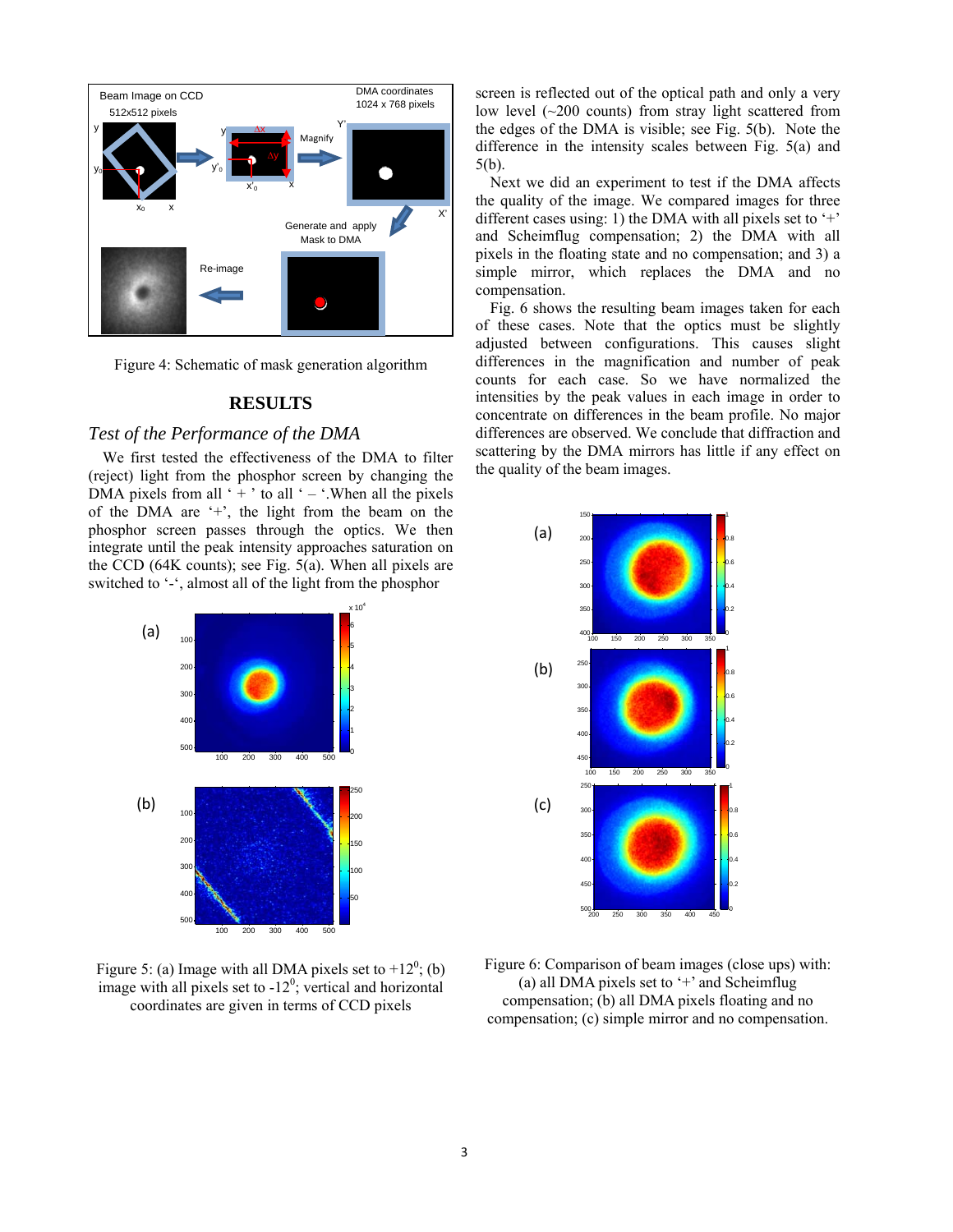Figure 4: Schematic of mask generation algorithm

## RESULTS

### *Test of the Performance of the DMA*

We first tested the effectiveness of the DMA to filter (reject) light from the phosphor screen by changing the DMA pixels from all ' + ' to all ' – '.When all the pixels of the DMA are '+', the light from the beam on the phosphor screen passes through the optics. We then integrate until the peak intensity approaches saturation on the CCD (64K counts); see Fig. 5(a). When all pixels are switched to '-', almost all of the light from the phosphor screen is reflected out of the optical path and only a very low level (~200 counts) from stray light scattered from the edges of the DMA is visible; see Fig. 5(b). Note the difference in the intensity scales between Fig. 5(a) and 5(b).

Next we did an experiment to test if the DMA affects the quality of the image. We compared images for three different cases using: 1) the DMA with all pixels set to '+' and Scheimflug compensation; 2) the DMA with all pixels in the floating state and no compensation; and 3) a simple mirror, which replaces the DMA and no compensation.

Fig. 6 shows the resulting beam images taken for each of these cases. Note that the optics must be slightly adjusted between configurations. This causes slight differences in the magnification and number of peak counts for each case. So we have normalized the intensities by the peak values in each image in order to concentrate on differences in the beam profile. No major differences are observed. We conclude that diffraction and scattering by the DMA mirrors has little if any effect on the quality of the beam images.

Figure 5: (a) Image with all DMA pixels set to $+12^0$; (b) image with all pixels set to $-12^0$; vertical and horizontal coordinates are given in terms of CCD pixels

Figure 6: Comparison of beam images (close ups) with: (a) all DMA pixels set to '+' and Scheimflug compensation; (b) all DMA pixels floating and no compensation; (c) simple mirror and no compensation.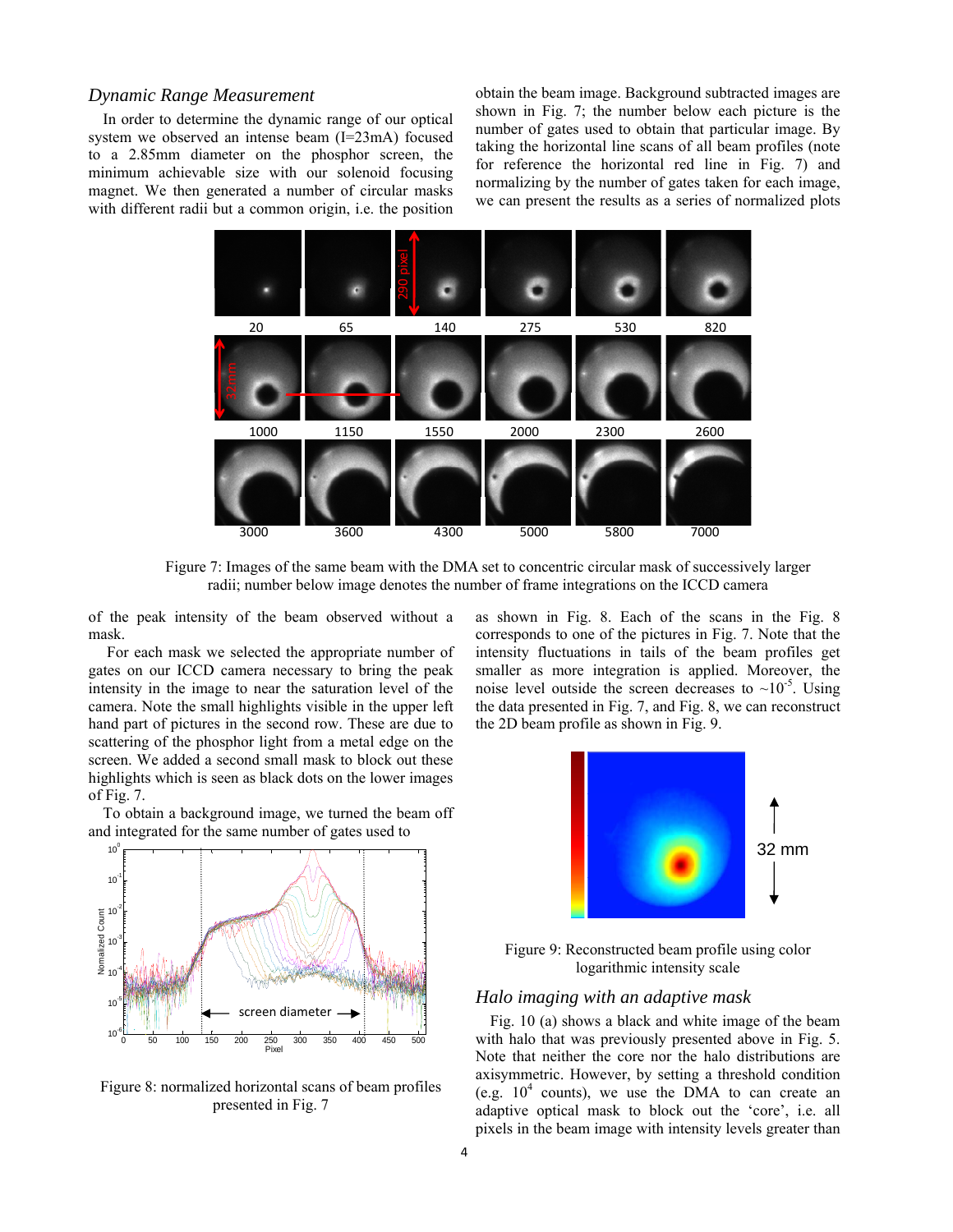### *Dynamic Range Measurement*

In order to determine the dynamic range of our optical system we observed an intense beam (I=23mA) focused to a 2.85mm diameter on the phosphor screen, the minimum achievable size with our solenoid focusing magnet. We then generated a number of circular masks with different radii but a common origin, i.e. the position of the peak intensity of the beam observed without a mask.

For each mask we selected the appropriate number of gates on our ICCD camera necessary to bring the peak intensity in the image to near the saturation level of the camera. Note the small highlights visible in the upper left hand part of pictures in the second row. These are due to scattering of the phosphor light from a metal edge on the screen. We added a second small mask to block out these highlights which is seen as black dots on the lower images of Fig. 7.

To obtain a background image, we turned the beam off and integrated for the same number of gates used to obtain the beam image. Background subtracted images are shown in Fig. 7; the number below each picture is the number of gates used to obtain that particular image. By taking the horizontal line scans of all beam profiles (note for reference the horizontal red line in Fig. 7) and normalizing by the number of gates taken for each image, we can present the results as a series of normalized plots as shown in Fig. 8. Each of the scans in the Fig. 8 corresponds to one of the pictures in Fig. 7. Note that the intensity fluctuations in tails of the beam profiles get smaller as more integration is applied. Moreover, the noise level outside the screen decreases to ~$10^{-5}$. Using the data presented in Fig. 7, and Fig. 8, we can reconstruct the 2D beam profile as shown in Fig. 9.

Figure 7: Images of the same beam with the DMA set to concentric circular mask of successively larger radii; number below image denotes the number of frame integrations on the ICCD camera

Figure 8: normalized horizontal scans of beam profiles presented in Fig. 7

Figure 9: Reconstructed beam profile using color logarithmic intensity scale

### *Halo imaging with an adaptive mask*

Fig. 10 (a) shows a black and white image of the beam with halo that was previously presented above in Fig. 5. Note that neither the core nor the halo distributions are axisymmetric. However, by setting a threshold condition (e.g. $10^4$ counts), we use the DMA to can create an adaptive optical mask to block out the 'core', i.e. all pixels in the beam image with intensity levels greater than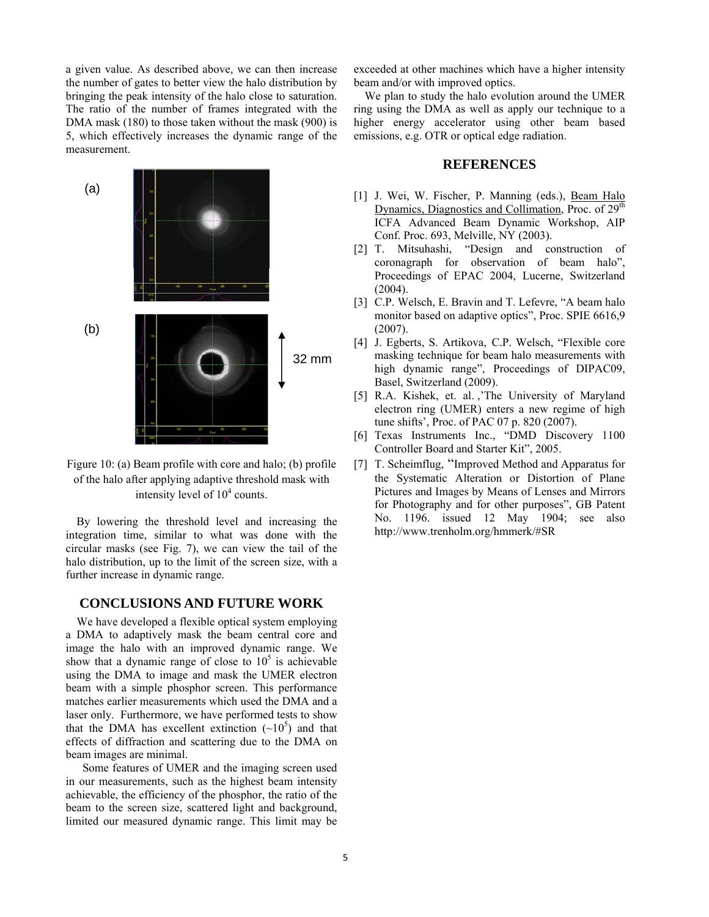a given value. As described above, we can then increase the number of gates to better view the halo distribution by bringing the peak intensity of the halo close to saturation. The ratio of the number of frames integrated with the DMA mask (180) to those taken without the mask (900) is 5, which effectively increases the dynamic range of the measurement.

(a)

(b)

32 mm

Figure 10: (a) Beam profile with core and halo; (b) profile of the halo after applying adaptive threshold mask with intensity level of $10^4$ counts.

By lowering the threshold level and increasing the integration time, similar to what was done with the circular masks (see Fig. 7), we can view the tail of the halo distribution, up to the limit of the screen size, with a further increase in dynamic range.

## CONCLUSIONS AND FUTURE WORK

We have developed a flexible optical system employing a DMA to adaptively mask the beam central core and image the halo with an improved dynamic range. We show that a dynamic range of close to $10^5$ is achievable using the DMA to image and mask the UMER electron beam with a simple phosphor screen. This performance matches earlier measurements which used the DMA and a laser only. Furthermore, we have performed tests to show that the DMA has excellent extinction ($\sim 10^5$) and that effects of diffraction and scattering due to the DMA on beam images are minimal.

Some features of UMER and the imaging screen used in our measurements, such as the highest beam intensity achievable, the efficiency of the phosphor, the ratio of the beam to the screen size, scattered light and background, limited our measured dynamic range. This limit may be exceeded at other machines which have a higher intensity beam and/or with improved optics.

We plan to study the halo evolution around the UMER ring using the DMA as well as apply our technique to a higher energy accelerator using other beam based emissions, e.g. OTR or optical edge radiation.

## REFERENCES

[1] J. Wei, W. Fischer, P. Manning (eds.), Beam Halo Dynamics, Diagnostics and Collimation, Proc. of 29th ICFA Advanced Beam Dynamic Workshop, AIP Conf. Proc. 693, Melville, NY (2003).

[2] T. Mitsuhashi, "Design and construction of coronagraph for observation of beam halo", Proceedings of EPAC 2004, Lucerne, Switzerland (2004).

[3] C.P. Welsch, E. Bravin and T. Lefevre, "A beam halo monitor based on adaptive optics", Proc. SPIE 6616,9 (2007).

[4] J. Egberts, S. Artikova, C.P. Welsch, "Flexible core masking technique for beam halo measurements with high dynamic range", Proceedings of DIPAC09, Basel, Switzerland (2009).

[5] R.A. Kishek, et. al. ,'The University of Maryland electron ring (UMER) enters a new regime of high tune shifts', Proc. of PAC 07 p. 820 (2007).

[6] Texas Instruments Inc., "DMD Discovery 1100 Controller Board and Starter Kit", 2005.

[7] T. Scheimflug, "Improved Method and Apparatus for the Systematic Alteration or Distortion of Plane Pictures and Images by Means of Lenses and Mirrors for Photography and for other purposes", GB Patent No. 1196. issued 12 May 1904; see also http://www.trenholm.org/hmmerk/#SR